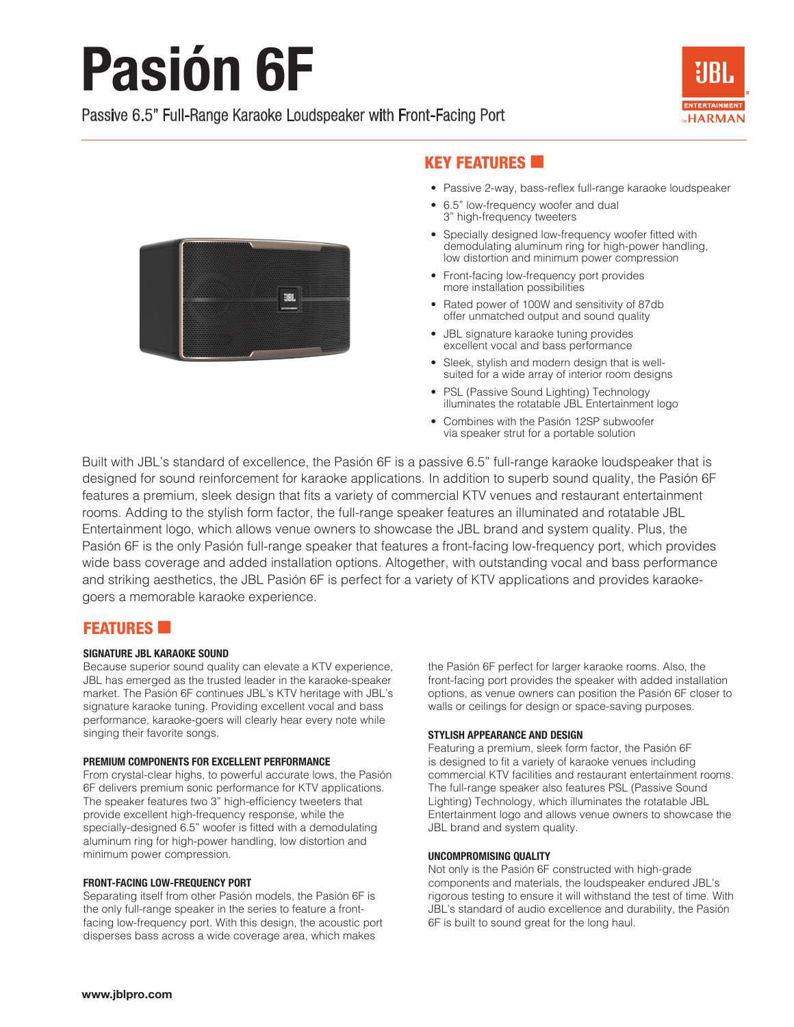# Pasión 6F

Passive 6.5" Full-Range Karaoke Loudspeaker with Front-Facing Port

## KEY FEATURES

- Passive 2-way, bass-reflex full-range karaoke loudspeaker
- 6.5" low-frequency woofer and dual 3" high-frequency tweeters
- Specially designed low-frequency woofer fitted with demodulating aluminum ring for high-power handling, low distortion and minimum power compression
- Front-facing low-frequency port provides more installation possibilities
- Rated power of 100W and sensitivity of 87db offer unmatched output and sound quality
- JBL signature karaoke tuning provides excellent vocal and bass performance
- Sleek, stylish and modern design that is well-suited for a wide array of interior room designs
- PSL (Passive Sound Lighting) Technology illuminates the rotatable JBL Entertainment logo
- Combines with the Pasión 12SP subwoofer via speaker strut for a portable solution

Built with JBL's standard of excellence, the Pasión 6F is a passive 6.5" full-range karaoke loudspeaker that is designed for sound reinforcement for karaoke applications. In addition to superb sound quality, the Pasión 6F features a premium, sleek design that fits a variety of commercial KTV venues and restaurant entertainment rooms. Adding to the stylish form factor, the full-range speaker features an illuminated and rotatable JBL Entertainment logo, which allows venue owners to showcase the JBL brand and system quality. Plus, the Pasión 6F is the only Pasión full-range speaker that features a front-facing low-frequency port, which provides wide bass coverage and added installation options. Altogether, with outstanding vocal and bass performance and striking aesthetics, the JBL Pasión 6F is perfect for a variety of KTV applications and provides karaoke-goers a memorable karaoke experience.

## FEATURES

### SIGNATURE JBL KARAOKE SOUND

Because superior sound quality can elevate a KTV experience, JBL has emerged as the trusted leader in the karaoke-speaker market. The Pasión 6F continues JBL's KTV heritage with JBL's signature karaoke tuning. Providing excellent vocal and bass performance, karaoke-goers will clearly hear every note while singing their favorite songs.

### PREMIUM COMPONENTS FOR EXCELLENT PERFORMANCE

From crystal-clear highs, to powerful accurate lows, the Pasión 6F delivers premium sonic performance for KTV applications. The speaker features two 3" high-efficiency tweeters that provide excellent high-frequency response, while the specially-designed 6.5" woofer is fitted with a demodulating aluminum ring for high-power handling, low distortion and minimum power compression.

### FRONT-FACING LOW-FREQUENCY PORT

Separating itself from other Pasión models, the Pasión 6F is the only full-range speaker in the series to feature a front-facing low-frequency port. With this design, the acoustic port disperses bass across a wide coverage area, which makes the Pasión 6F perfect for larger karaoke rooms. Also, the front-facing port provides the speaker with added installation options, as venue owners can position the Pasión 6F closer to walls or ceilings for design or space-saving purposes.

### STYLISH APPEARANCE AND DESIGN

Featuring a premium, sleek form factor, the Pasión 6F is designed to fit a variety of karaoke venues including commercial KTV facilities and restaurant entertainment rooms. The full-range speaker also features PSL (Passive Sound Lighting) Technology, which illuminates the rotatable JBL Entertainment logo and allows venue owners to showcase the JBL brand and system quality.

### UNCOMPROMISING QUALITY

Not only is the Pasión 6F constructed with high-grade components and materials, the loudspeaker endured JBL's rigorous testing to ensure it will withstand the test of time. With JBL's standard of audio excellence and durability, the Pasión 6F is built to sound great for the long haul.

**www.jblpro.com**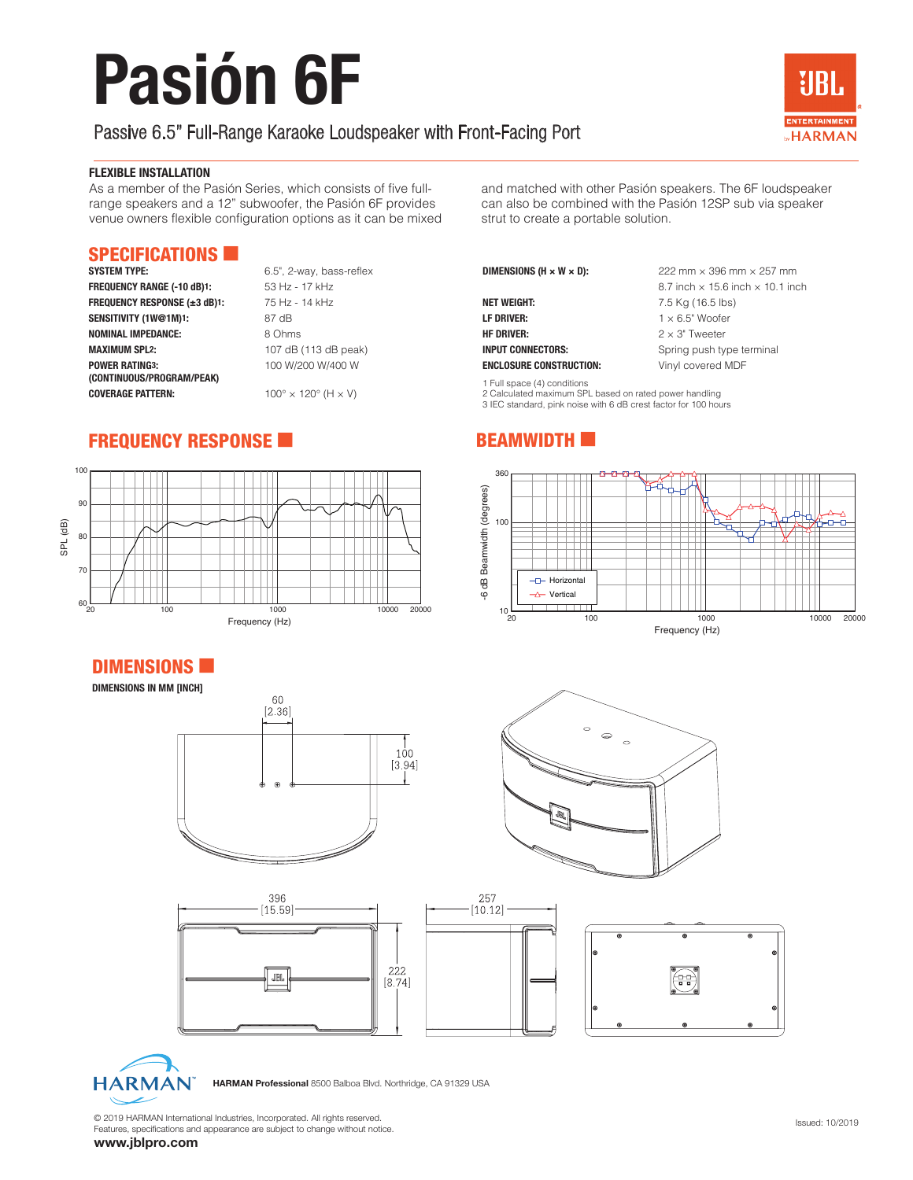# Pasión 6F

Passive 6.5" Full-Range Karaoke Loudspeaker with Front-Facing Port

## FLEXIBLE INSTALLATION

As a member of the Pasión Series, which consists of five full-range speakers and a 12" subwoofer, the Pasión 6F provides venue owners flexible configuration options as it can be mixed and matched with other Pasión speakers. The 6F loudspeaker can also be combined with the Pasión 12SP sub via speaker strut to create a portable solution.

## SPECIFICATIONS

| | |
|---|---|
| **SYSTEM TYPE:** | 6.5", 2-way, bass-reflex |
| **FREQUENCY RANGE (-10 dB)1:** | 53 Hz - 17 kHz |
| **FREQUENCY RESPONSE (±3 dB)1:** | 75 Hz - 14 kHz |
| **SENSITIVITY (1W@1M)1:** | 87 dB |
| **NOMINAL IMPEDANCE:** | 8 Ohms |
| **MAXIMUM SPL2:** | 107 dB (113 dB peak) |
| **POWER RATING3: (CONTINUOUS/PROGRAM/PEAK)** | 100 W/200 W/400 W |
| **COVERAGE PATTERN:** | 100° × 120° (H × V) |
| **DIMENSIONS (H × W × D):** | 222 mm × 396 mm × 257 mm<br>8.7 inch × 15.6 inch × 10.1 inch |
| **NET WEIGHT:** | 7.5 Kg (16.5 lbs) |
| **LF DRIVER:** | 1 × 6.5" Woofer |
| **HF DRIVER:** | 2 × 3" Tweeter |
| **INPUT CONNECTORS:** | Spring push type terminal |
| **ENCLOSURE CONSTRUCTION:** | Vinyl covered MDF |

1 Full space (4) conditions
2 Calculated maximum SPL based on rated power handling
3 IEC standard, pink noise with 6 dB crest factor for 100 hours

## FREQUENCY RESPONSE

SPL (dB)
100
90
80
70
60
20
100
1000
10000
20000
Frequency (Hz)

## BEAMWIDTH

-6 dB Beamwidth (degrees)
360
100
10
20
100
1000
10000
20000
Frequency (Hz)
Horizontal
Vertical

## DIMENSIONS

DIMENSIONS IN MM [INCH]

60
[2.36]
100
[3.94]
396
[15.59]
222
[8.74]
257
[10.12]

**HARMAN Professional** 8500 Balboa Blvd. Northridge, CA 91329 USA

© 2019 HARMAN International Industries, Incorporated. All rights reserved.
Features, specifications and appearance are subject to change without notice.

**www.jblpro.com**

Issued: 10/2019